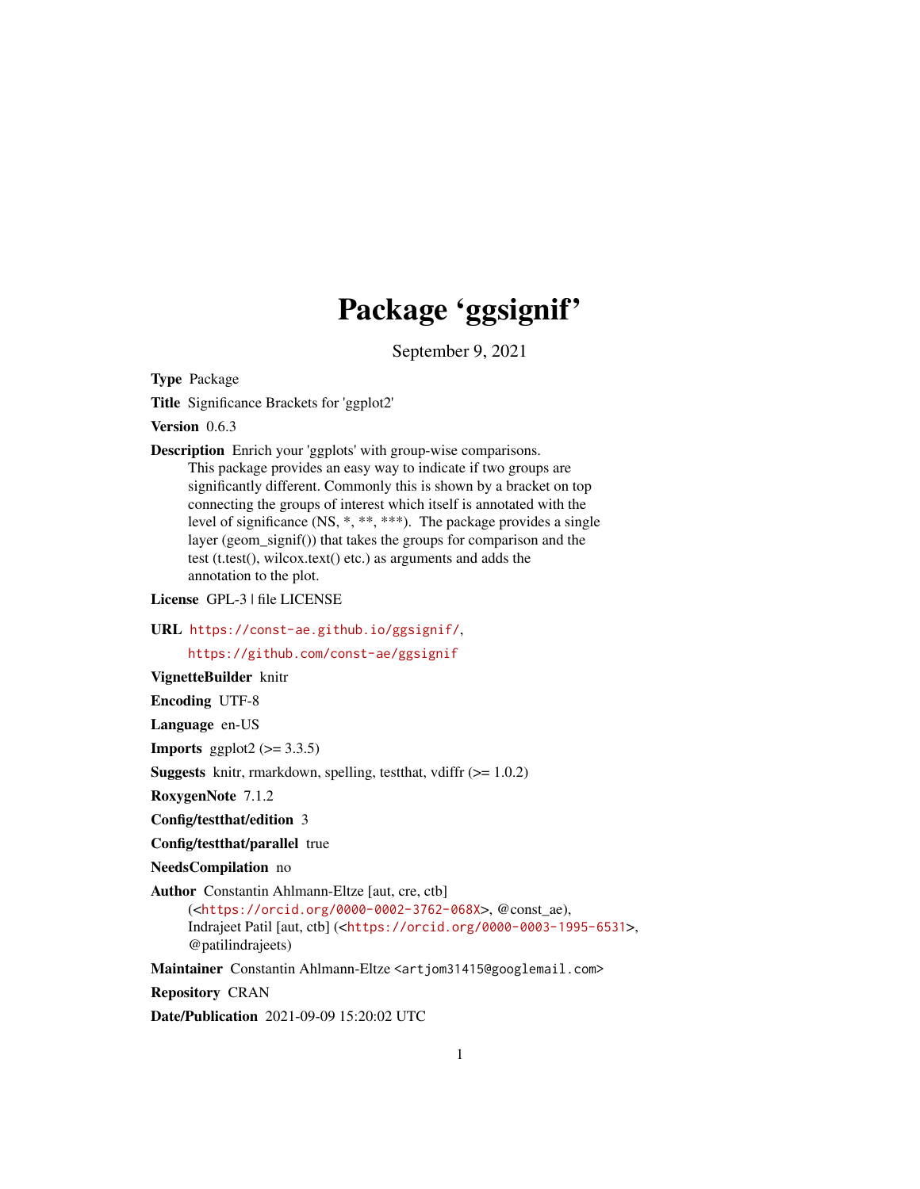# Package 'ggsignif'

September 9, 2021

**Type** Package

**Title** Significance Brackets for 'ggplot2'

**Version** 0.6.3

**Description** Enrich your 'ggplots' with group-wise comparisons.
This package provides an easy way to indicate if two groups are significantly different. Commonly this is shown by a bracket on top connecting the groups of interest which itself is annotated with the level of significance (NS, *, **, ***). The package provides a single layer (geom_signif()) that takes the groups for comparison and the test (t.test(), wilcox.text() etc.) as arguments and adds the annotation to the plot.

**License** GPL-3 | file LICENSE

**URL** https://const-ae.github.io/ggsignif/,
https://github.com/const-ae/ggsignif

**VignetteBuilder** knitr

**Encoding** UTF-8

**Language** en-US

**Imports** ggplot2 (>= 3.3.5)

**Suggests** knitr, rmarkdown, spelling, testthat, vdiffr (>= 1.0.2)

**RoxygenNote** 7.1.2

**Config/testthat/edition** 3

**Config/testthat/parallel** true

**NeedsCompilation** no

**Author** Constantin Ahlmann-Eltze [aut, cre, ctb]
(<https://orcid.org/0000-0002-3762-068X>, @const_ae),
Indrajeet Patil [aut, ctb] (<https://orcid.org/0000-0003-1995-6531>,
@patilindrajeets)

**Maintainer** Constantin Ahlmann-Eltze <artjom31415@googlemail.com>

**Repository** CRAN

**Date/Publication** 2021-09-09 15:20:02 UTC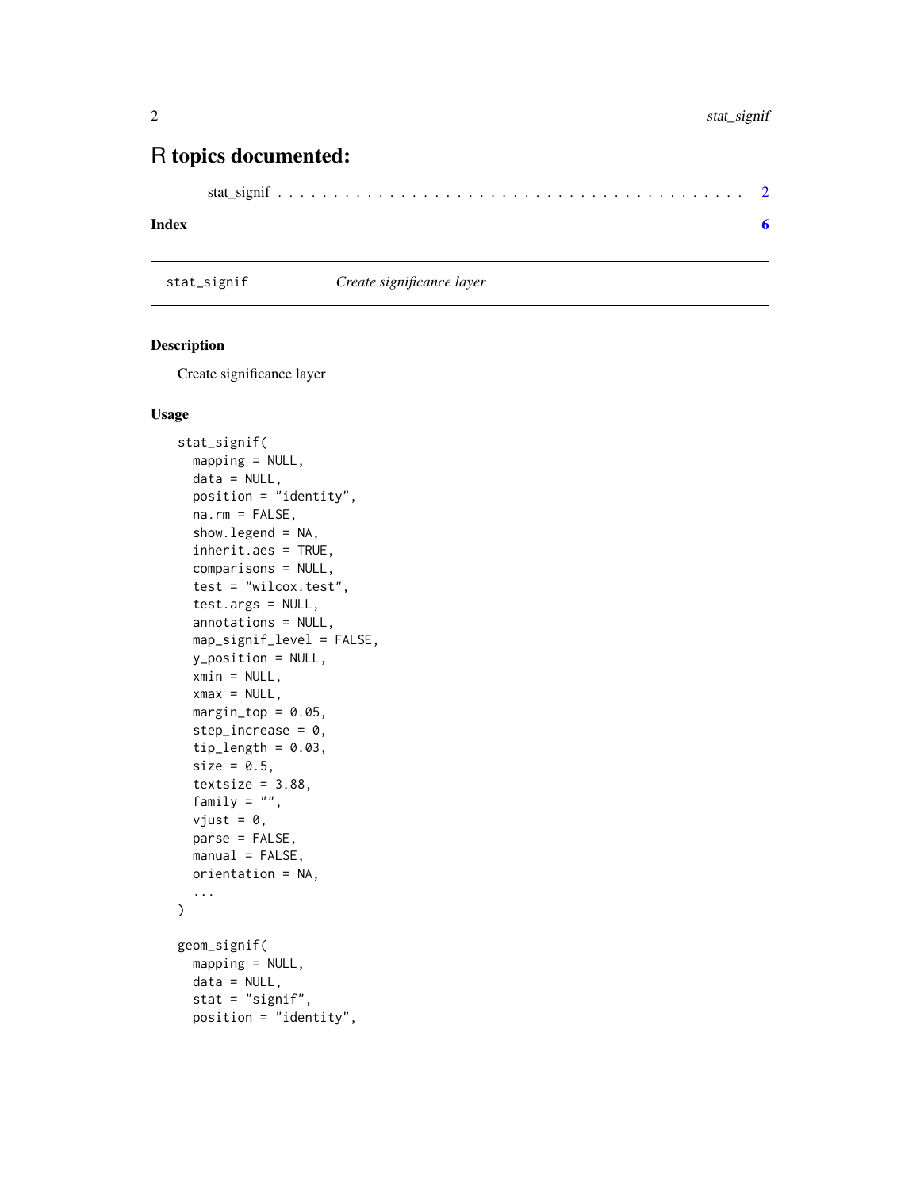# R topics documented:

stat_signif . . . . . . . . . . . . . . . . . . . . . . . . . . . . . . . . . . . . . . . . . 2

**Index** **6**

---

stat_signif *Create significance layer*

---

## Description

Create significance layer

## Usage

```
stat_signif(
  mapping = NULL,
  data = NULL,
  position = "identity",
  na.rm = FALSE,
  show.legend = NA,
  inherit.aes = TRUE,
  comparisons = NULL,
  test = "wilcox.test",
  test.args = NULL,
  annotations = NULL,
  map_signif_level = FALSE,
  y_position = NULL,
  xmin = NULL,
  xmax = NULL,
  margin_top = 0.05,
  step_increase = 0,
  tip_length = 0.03,
  size = 0.5,
  textsize = 3.88,
  family = "",
  vjust = 0,
  parse = FALSE,
  manual = FALSE,
  orientation = NA,
  ...
)

geom_signif(
  mapping = NULL,
  data = NULL,
  stat = "signif",
  position = "identity",
```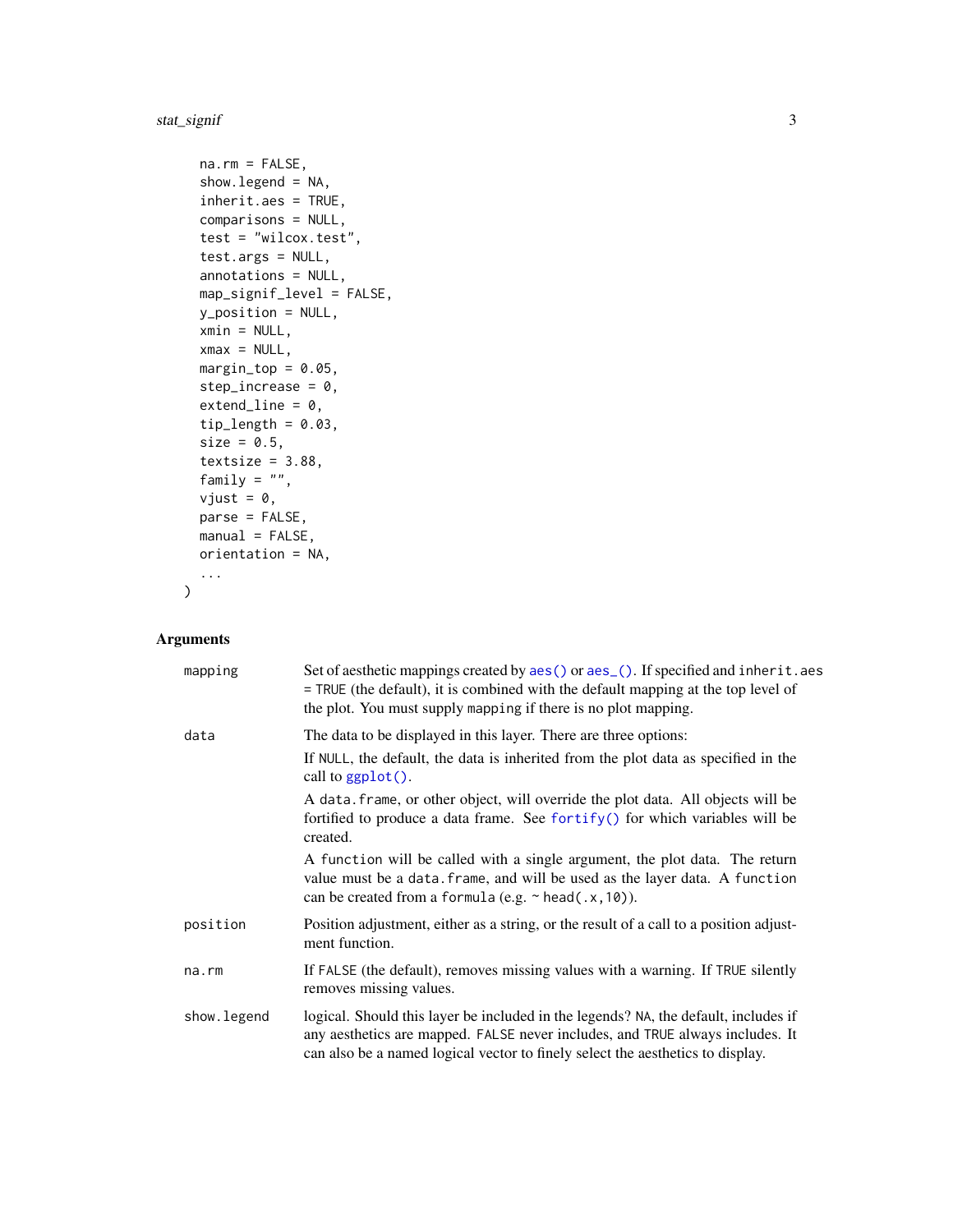```
  na.rm = FALSE,
  show.legend = NA,
  inherit.aes = TRUE,
  comparisons = NULL,
  test = "wilcox.test",
  test.args = NULL,
  annotations = NULL,
  map_signif_level = FALSE,
  y_position = NULL,
  xmin = NULL,
  xmax = NULL,
  margin_top = 0.05,
  step_increase = 0,
  extend_line = 0,
  tip_length = 0.03,
  size = 0.5,
  textsize = 3.88,
  family = "",
  vjust = 0,
  parse = FALSE,
  manual = FALSE,
  orientation = NA,
  ...
)
```

## Arguments

| | |
|---|---|
| `mapping` | Set of aesthetic mappings created by `aes()` or `aes_()`. If specified and `inherit.aes = TRUE` (the default), it is combined with the default mapping at the top level of the plot. You must supply `mapping` if there is no plot mapping. |
| `data` | The data to be displayed in this layer. There are three options:<br>If `NULL`, the default, the data is inherited from the plot data as specified in the call to `ggplot()`.<br>A `data.frame`, or other object, will override the plot data. All objects will be fortified to produce a data frame. See `fortify()` for which variables will be created.<br>A `function` will be called with a single argument, the plot data. The return value must be a `data.frame`, and will be used as the layer data. A `function` can be created from a `formula` (e.g. `~ head(.x, 10)`). |
| `position` | Position adjustment, either as a string, or the result of a call to a position adjustment function. |
| `na.rm` | If `FALSE` (the default), removes missing values with a warning. If `TRUE` silently removes missing values. |
| `show.legend` | logical. Should this layer be included in the legends? `NA`, the default, includes if any aesthetics are mapped. `FALSE` never includes, and `TRUE` always includes. It can also be a named logical vector to finely select the aesthetics to display. |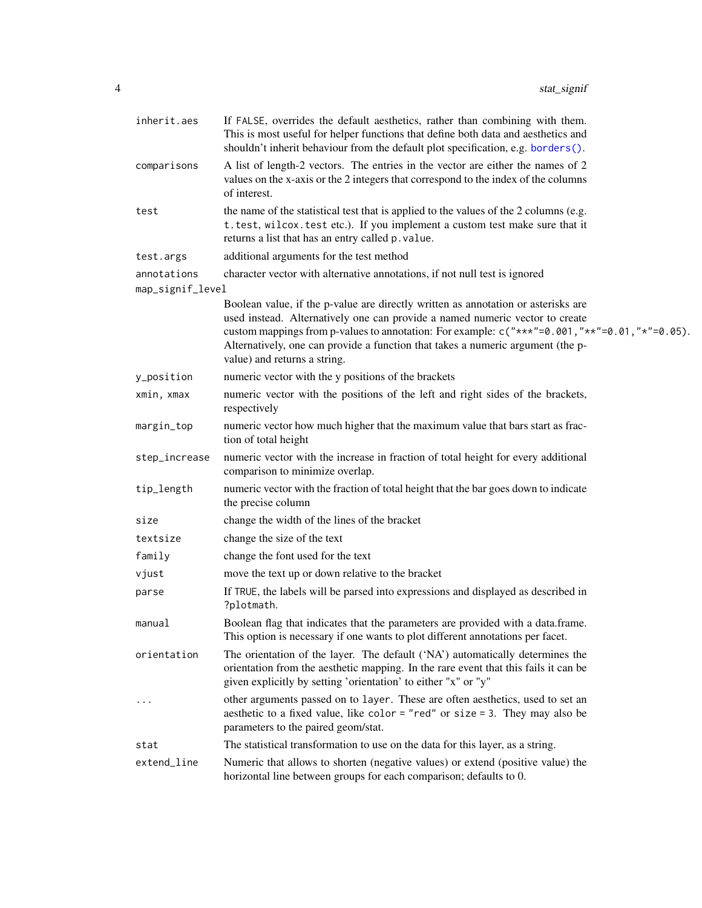| | |
|---|---|
| `inherit.aes` | If `FALSE`, overrides the default aesthetics, rather than combining with them. This is most useful for helper functions that define both data and aesthetics and shouldn't inherit behaviour from the default plot specification, e.g. `borders()`. |
| `comparisons` | A list of length-2 vectors. The entries in the vector are either the names of 2 values on the x-axis or the 2 integers that correspond to the index of the columns of interest. |
| `test` | the name of the statistical test that is applied to the values of the 2 columns (e.g. `t.test`, `wilcox.test` etc.). If you implement a custom test make sure that it returns a list that has an entry called `p.value`. |
| `test.args` | additional arguments for the test method |
| `annotations` | character vector with alternative annotations, if not null test is ignored |
| `map_signif_level` | Boolean value, if the p-value are directly written as annotation or asterisks are used instead. Alternatively one can provide a named numeric vector to create custom mappings from p-values to annotation: For example: `c("***"=0.001,"**"=0.01,"*"=0.05)`. Alternatively, one can provide a function that takes a numeric argument (the p-value) and returns a string. |
| `y_position` | numeric vector with the y positions of the brackets |
| `xmin, xmax` | numeric vector with the positions of the left and right sides of the brackets, respectively |
| `margin_top` | numeric vector how much higher that the maximum value that bars start as fraction of total height |
| `step_increase` | numeric vector with the increase in fraction of total height for every additional comparison to minimize overlap. |
| `tip_length` | numeric vector with the fraction of total height that the bar goes down to indicate the precise column |
| `size` | change the width of the lines of the bracket |
| `textsize` | change the size of the text |
| `family` | change the font used for the text |
| `vjust` | move the text up or down relative to the bracket |
| `parse` | If `TRUE`, the labels will be parsed into expressions and displayed as described in `?plotmath`. |
| `manual` | Boolean flag that indicates that the parameters are provided with a data.frame. This option is necessary if one wants to plot different annotations per facet. |
| `orientation` | The orientation of the layer. The default ('NA') automatically determines the orientation from the aesthetic mapping. In the rare event that this fails it can be given explicitly by setting 'orientation' to either "x" or "y" |
| `...` | other arguments passed on to `layer`. These are often aesthetics, used to set an aesthetic to a fixed value, like `color = "red"` or `size = 3`. They may also be parameters to the paired geom/stat. |
| `stat` | The statistical transformation to use on the data for this layer, as a string. |
| `extend_line` | Numeric that allows to shorten (negative values) or extend (positive value) the horizontal line between groups for each comparison; defaults to 0. |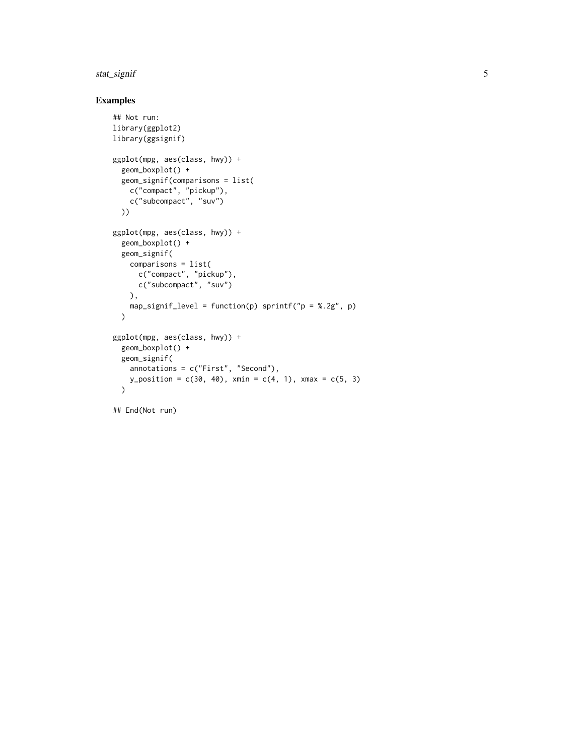## Examples

```
## Not run:
library(ggplot2)
library(ggsignif)

ggplot(mpg, aes(class, hwy)) +
  geom_boxplot() +
  geom_signif(comparisons = list(
    c("compact", "pickup"),
    c("subcompact", "suv")
  ))

ggplot(mpg, aes(class, hwy)) +
  geom_boxplot() +
  geom_signif(
    comparisons = list(
      c("compact", "pickup"),
      c("subcompact", "suv")
    ),
    map_signif_level = function(p) sprintf("p = %.2g", p)
  )

ggplot(mpg, aes(class, hwy)) +
  geom_boxplot() +
  geom_signif(
    annotations = c("First", "Second"),
    y_position = c(30, 40), xmin = c(4, 1), xmax = c(5, 3)
  )

## End(Not run)
```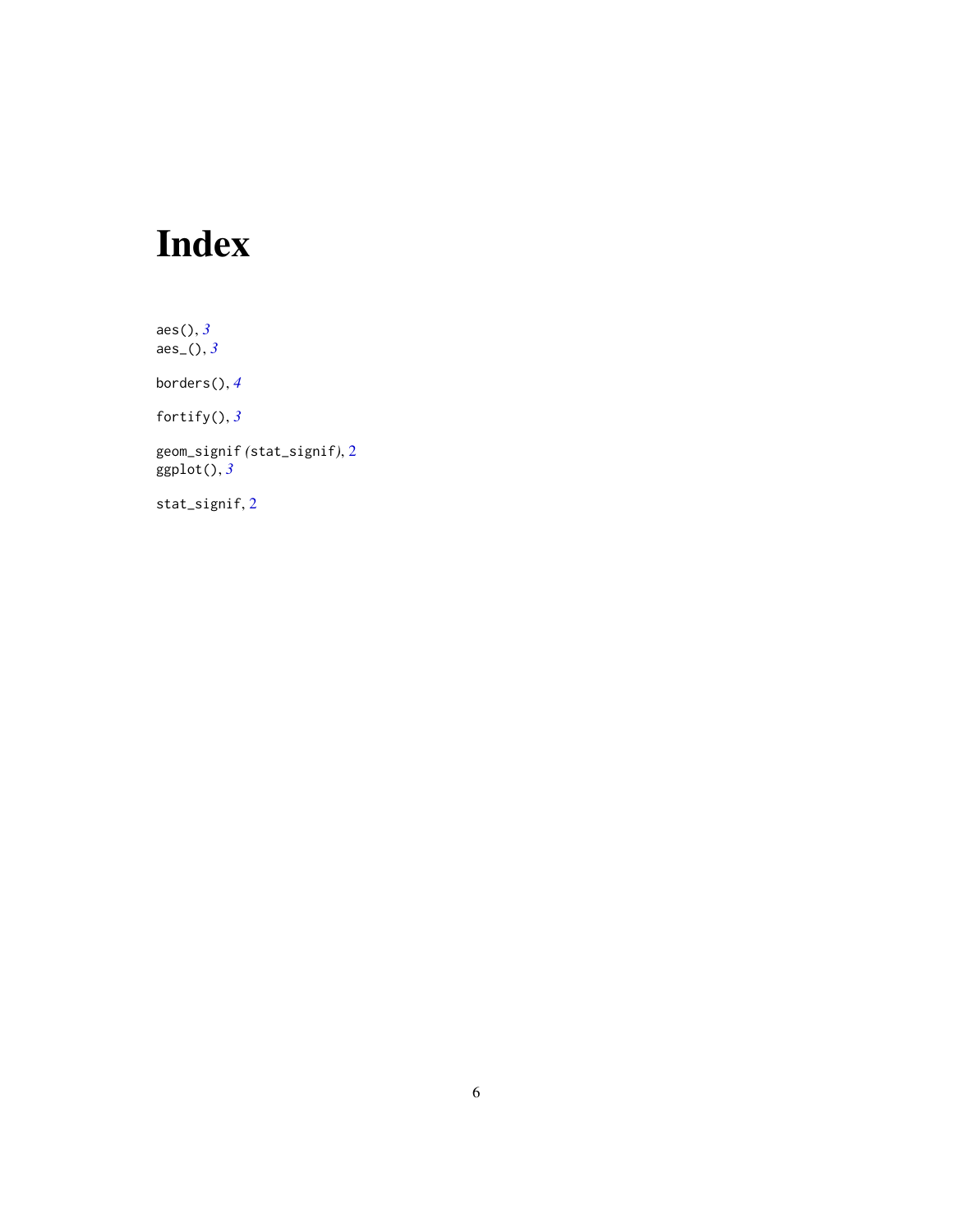# Index

aes(), *3*
aes_(), *3*

borders(), *4*

fortify(), *3*

geom_signif *(*stat_signif*)*, 2
ggplot(), *3*

stat_signif, 2